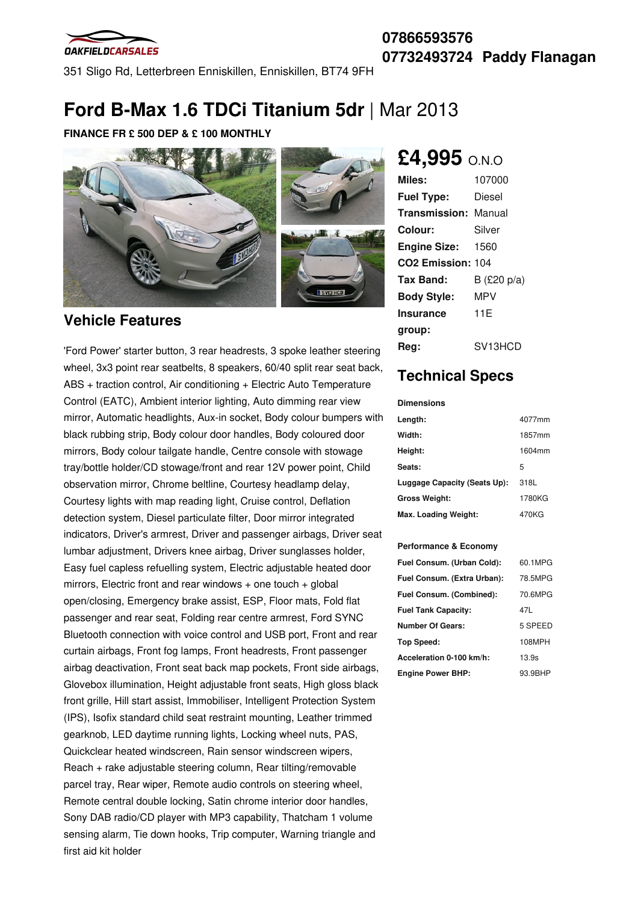OAKFIELDCARSALES

351 Sligo Rd, Letterbreen Enniskillen, Enniskillen, BT74 9FH

**07866593576**
**07732493724 Paddy Flanagan**

# Ford B-Max 1.6 TDCi Titanium 5dr | Mar 2013

**FINANCE FR £ 500 DEP & £ 100 MONTHLY**

## £4,995 O.N.O

| | |
|---|---|
| **Miles:** | 107000 |
| **Fuel Type:** | Diesel |
| **Transmission:** | Manual |
| **Colour:** | Silver |
| **Engine Size:** | 1560 |
| **CO2 Emission:** | 104 |
| **Tax Band:** | B (£20 p/a) |
| **Body Style:** | MPV |
| **Insurance group:** | 11E |
| **Reg:** | SV13HCD |

## Vehicle Features

'Ford Power' starter button, 3 rear headrests, 3 spoke leather steering wheel, 3x3 point rear seatbelts, 8 speakers, 60/40 split rear seat back, ABS + traction control, Air conditioning + Electric Auto Temperature Control (EATC), Ambient interior lighting, Auto dimming rear view mirror, Automatic headlights, Aux-in socket, Body colour bumpers with black rubbing strip, Body colour door handles, Body coloured door mirrors, Body colour tailgate handle, Centre console with stowage tray/bottle holder/CD stowage/front and rear 12V power point, Child observation mirror, Chrome beltline, Courtesy headlamp delay, Courtesy lights with map reading light, Cruise control, Deflation detection system, Diesel particulate filter, Door mirror integrated indicators, Driver's armrest, Driver and passenger airbags, Driver seat lumbar adjustment, Drivers knee airbag, Driver sunglasses holder, Easy fuel capless refuelling system, Electric adjustable heated door mirrors, Electric front and rear windows + one touch + global open/closing, Emergency brake assist, ESP, Floor mats, Fold flat passenger and rear seat, Folding rear centre armrest, Ford SYNC Bluetooth connection with voice control and USB port, Front and rear curtain airbags, Front fog lamps, Front headrests, Front passenger airbag deactivation, Front seat back map pockets, Front side airbags, Glovebox illumination, Height adjustable front seats, High gloss black front grille, Hill start assist, Immobiliser, Intelligent Protection System (IPS), Isofix standard child seat restraint mounting, Leather trimmed gearknob, LED daytime running lights, Locking wheel nuts, PAS, Quickclear heated windscreen, Rain sensor windscreen wipers, Reach + rake adjustable steering column, Rear tilting/removable parcel tray, Rear wiper, Remote audio controls on steering wheel, Remote central double locking, Satin chrome interior door handles, Sony DAB radio/CD player with MP3 capability, Thatcham 1 volume sensing alarm, Tie down hooks, Trip computer, Warning triangle and first aid kit holder

## Technical Specs

**Dimensions**

| | |
|---|---|
| **Length:** | 4077mm |
| **Width:** | 1857mm |
| **Height:** | 1604mm |
| **Seats:** | 5 |
| **Luggage Capacity (Seats Up):** | 318L |
| **Gross Weight:** | 1780KG |
| **Max. Loading Weight:** | 470KG |

**Performance & Economy**

| | |
|---|---|
| **Fuel Consum. (Urban Cold):** | 60.1MPG |
| **Fuel Consum. (Extra Urban):** | 78.5MPG |
| **Fuel Consum. (Combined):** | 70.6MPG |
| **Fuel Tank Capacity:** | 47L |
| **Number Of Gears:** | 5 SPEED |
| **Top Speed:** | 108MPH |
| **Acceleration 0-100 km/h:** | 13.9s |
| **Engine Power BHP:** | 93.9BHP |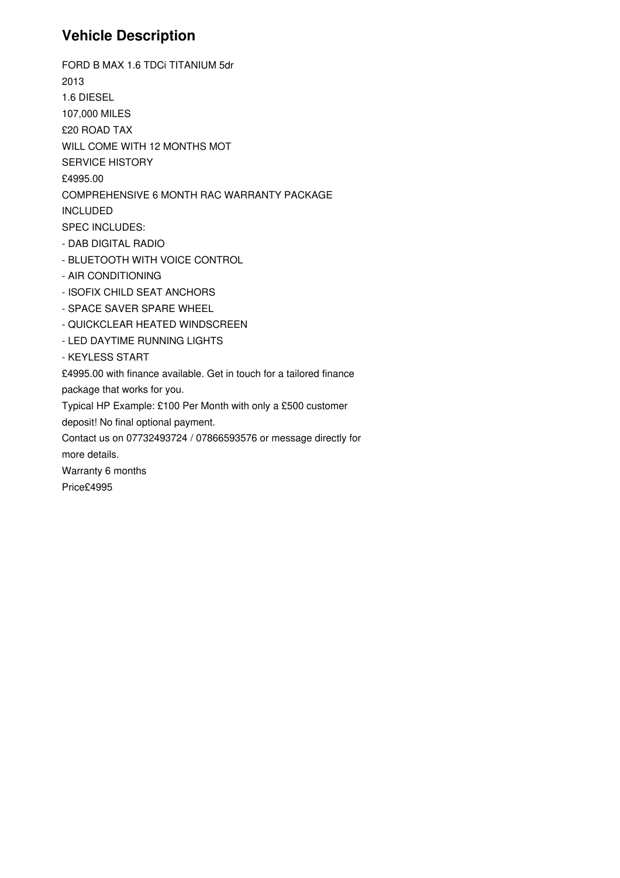## Vehicle Description

FORD B MAX 1.6 TDCi TITANIUM 5dr

2013

1.6 DIESEL

107,000 MILES

£20 ROAD TAX

WILL COME WITH 12 MONTHS MOT

SERVICE HISTORY

£4995.00

COMPREHENSIVE 6 MONTH RAC WARRANTY PACKAGE INCLUDED

SPEC INCLUDES:

- DAB DIGITAL RADIO
- BLUETOOTH WITH VOICE CONTROL
- AIR CONDITIONING
- ISOFIX CHILD SEAT ANCHORS
- SPACE SAVER SPARE WHEEL
- QUICKCLEAR HEATED WINDSCREEN
- LED DAYTIME RUNNING LIGHTS
- KEYLESS START

£4995.00 with finance available. Get in touch for a tailored finance package that works for you.

Typical HP Example: £100 Per Month with only a £500 customer deposit! No final optional payment.

Contact us on 07732493724 / 07866593576 or message directly for more details.

Warranty 6 months

Price£4995